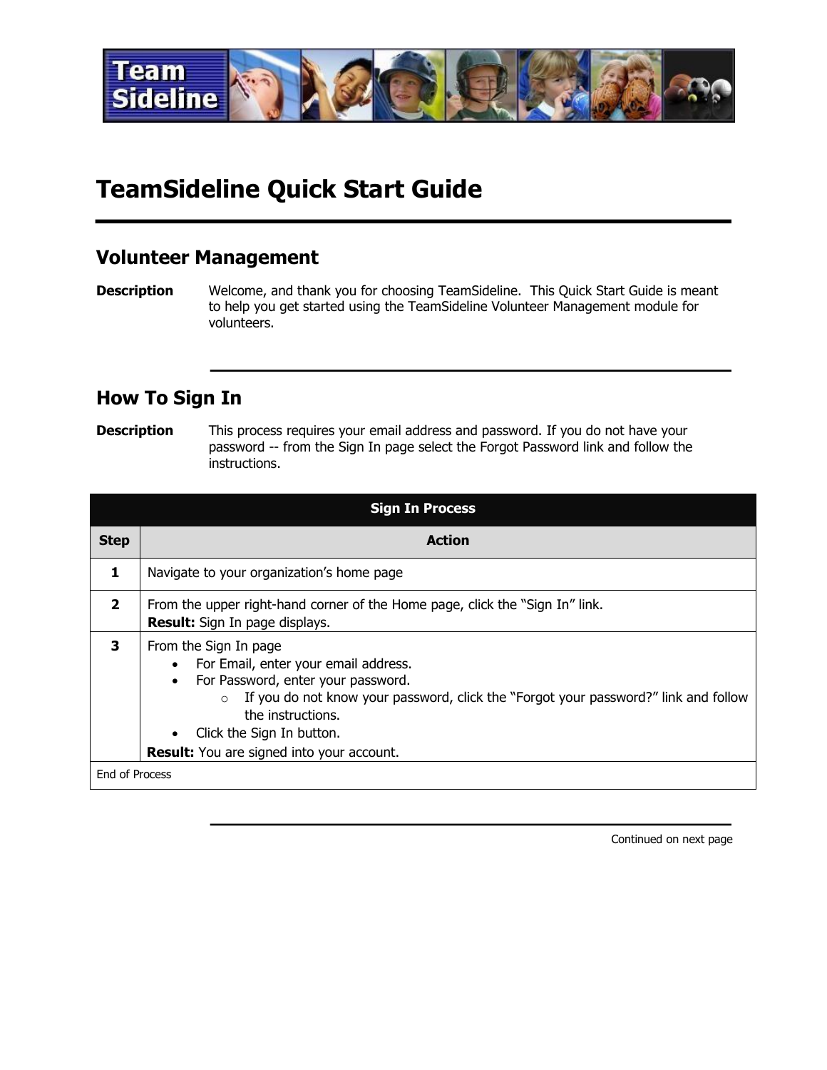# TeamSideline Quick Start Guide

## Volunteer Management

**Description** Welcome, and thank you for choosing TeamSideline. This Quick Start Guide is meant to help you get started using the TeamSideline Volunteer Management module for volunteers.

## How To Sign In

**Description** This process requires your email address and password. If you do not have your password -- from the Sign In page select the Forgot Password link and follow the instructions.

| Sign In Process | |
|---|---|
| **Step** | **Action** |
| **1** | Navigate to your organization's home page |
| **2** | From the upper right-hand corner of the Home page, click the "Sign In" link.<br>**Result:** Sign In page displays. |
| **3** | From the Sign In page<br>• For Email, enter your email address.<br>• For Password, enter your password.<br>&nbsp;&nbsp;&nbsp;&nbsp;○ If you do not know your password, click the "Forgot your password?" link and follow the instructions.<br>• Click the Sign In button.<br>**Result:** You are signed into your account. |
| End of Process | |

Continued on next page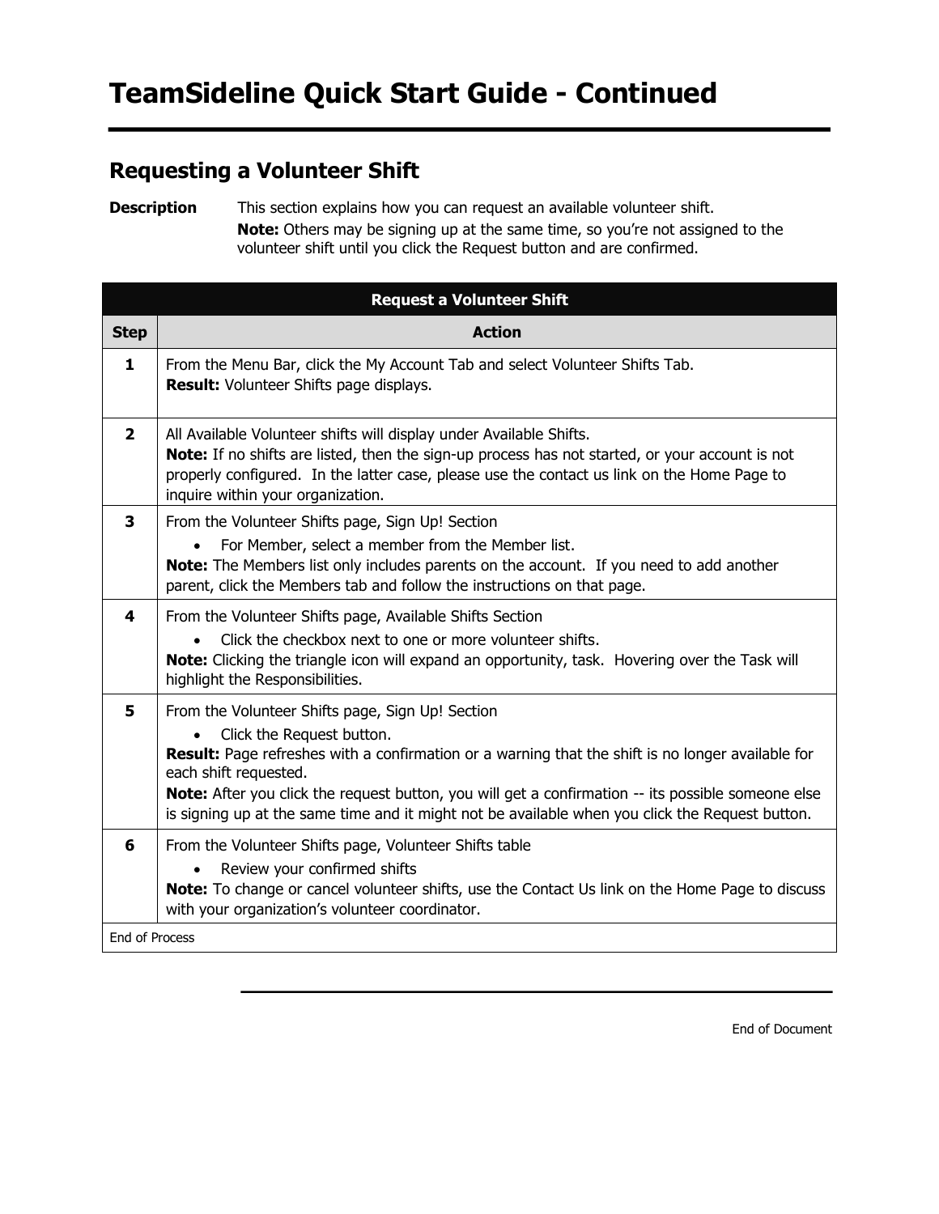# TeamSideline Quick Start Guide - Continued

## Requesting a Volunteer Shift

**Description** This section explains how you can request an available volunteer shift.

**Note:** Others may be signing up at the same time, so you're not assigned to the volunteer shift until you click the Request button and are confirmed.

| Request a Volunteer Shift | |
|---|---|
| **Step** | **Action** |
| **1** | From the Menu Bar, click the My Account Tab and select Volunteer Shifts Tab.<br>**Result:** Volunteer Shifts page displays. |
| **2** | All Available Volunteer shifts will display under Available Shifts.<br>**Note:** If no shifts are listed, then the sign-up process has not started, or your account is not properly configured. In the latter case, please use the contact us link on the Home Page to inquire within your organization. |
| **3** | From the Volunteer Shifts page, Sign Up! Section<br>• For Member, select a member from the Member list.<br>**Note:** The Members list only includes parents on the account. If you need to add another parent, click the Members tab and follow the instructions on that page. |
| **4** | From the Volunteer Shifts page, Available Shifts Section<br>• Click the checkbox next to one or more volunteer shifts.<br>**Note:** Clicking the triangle icon will expand an opportunity, task. Hovering over the Task will highlight the Responsibilities. |
| **5** | From the Volunteer Shifts page, Sign Up! Section<br>• Click the Request button.<br>**Result:** Page refreshes with a confirmation or a warning that the shift is no longer available for each shift requested.<br>**Note:** After you click the request button, you will get a confirmation -- its possible someone else is signing up at the same time and it might not be available when you click the Request button. |
| **6** | From the Volunteer Shifts page, Volunteer Shifts table<br>• Review your confirmed shifts<br>**Note:** To change or cancel volunteer shifts, use the Contact Us link on the Home Page to discuss with your organization's volunteer coordinator. |
| End of Process | |

End of Document